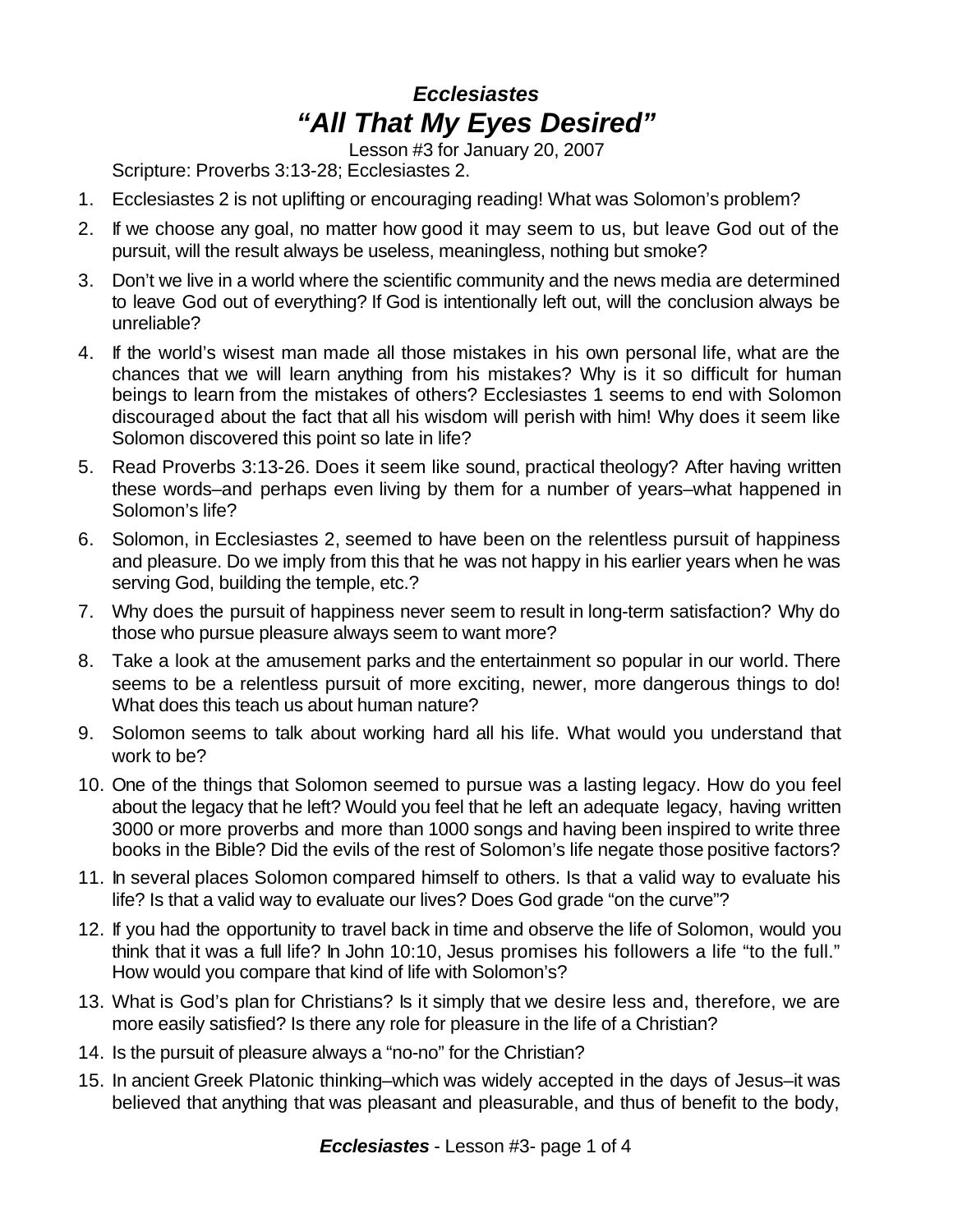# *Ecclesiastes*
# *"All That My Eyes Desired"*

Lesson #3 for January 20, 2007

Scripture: Proverbs 3:13-28; Ecclesiastes 2.

1. Ecclesiastes 2 is not uplifting or encouraging reading! What was Solomon's problem?
2. If we choose any goal, no matter how good it may seem to us, but leave God out of the pursuit, will the result always be useless, meaningless, nothing but smoke?
3. Don't we live in a world where the scientific community and the news media are determined to leave God out of everything? If God is intentionally left out, will the conclusion always be unreliable?
4. If the world's wisest man made all those mistakes in his own personal life, what are the chances that we will learn anything from his mistakes? Why is it so difficult for human beings to learn from the mistakes of others? Ecclesiastes 1 seems to end with Solomon discouraged about the fact that all his wisdom will perish with him! Why does it seem like Solomon discovered this point so late in life?
5. Read Proverbs 3:13-26. Does it seem like sound, practical theology? After having written these words–and perhaps even living by them for a number of years–what happened in Solomon's life?
6. Solomon, in Ecclesiastes 2, seemed to have been on the relentless pursuit of happiness and pleasure. Do we imply from this that he was not happy in his earlier years when he was serving God, building the temple, etc.?
7. Why does the pursuit of happiness never seem to result in long-term satisfaction? Why do those who pursue pleasure always seem to want more?
8. Take a look at the amusement parks and the entertainment so popular in our world. There seems to be a relentless pursuit of more exciting, newer, more dangerous things to do! What does this teach us about human nature?
9. Solomon seems to talk about working hard all his life. What would you understand that work to be?
10. One of the things that Solomon seemed to pursue was a lasting legacy. How do you feel about the legacy that he left? Would you feel that he left an adequate legacy, having written 3000 or more proverbs and more than 1000 songs and having been inspired to write three books in the Bible? Did the evils of the rest of Solomon's life negate those positive factors?
11. In several places Solomon compared himself to others. Is that a valid way to evaluate his life? Is that a valid way to evaluate our lives? Does God grade "on the curve"?
12. If you had the opportunity to travel back in time and observe the life of Solomon, would you think that it was a full life? In John 10:10, Jesus promises his followers a life "to the full." How would you compare that kind of life with Solomon's?
13. What is God's plan for Christians? Is it simply that we desire less and, therefore, we are more easily satisfied? Is there any role for pleasure in the life of a Christian?
14. Is the pursuit of pleasure always a "no-no" for the Christian?
15. In ancient Greek Platonic thinking–which was widely accepted in the days of Jesus–it was believed that anything that was pleasant and pleasurable, and thus of benefit to the body,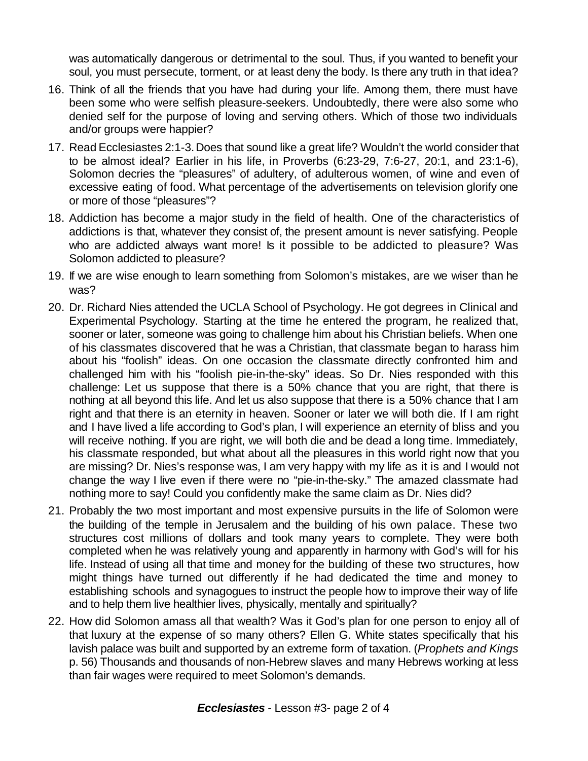was automatically dangerous or detrimental to the soul. Thus, if you wanted to benefit your soul, you must persecute, torment, or at least deny the body. Is there any truth in that idea?

16. Think of all the friends that you have had during your life. Among them, there must have been some who were selfish pleasure-seekers. Undoubtedly, there were also some who denied self for the purpose of loving and serving others. Which of those two individuals and/or groups were happier?
17. Read Ecclesiastes 2:1-3. Does that sound like a great life? Wouldn't the world consider that to be almost ideal? Earlier in his life, in Proverbs (6:23-29, 7:6-27, 20:1, and 23:1-6), Solomon decries the "pleasures" of adultery, of adulterous women, of wine and even of excessive eating of food. What percentage of the advertisements on television glorify one or more of those "pleasures"?
18. Addiction has become a major study in the field of health. One of the characteristics of addictions is that, whatever they consist of, the present amount is never satisfying. People who are addicted always want more! Is it possible to be addicted to pleasure? Was Solomon addicted to pleasure?
19. If we are wise enough to learn something from Solomon's mistakes, are we wiser than he was?
20. Dr. Richard Nies attended the UCLA School of Psychology. He got degrees in Clinical and Experimental Psychology. Starting at the time he entered the program, he realized that, sooner or later, someone was going to challenge him about his Christian beliefs. When one of his classmates discovered that he was a Christian, that classmate began to harass him about his "foolish" ideas. On one occasion the classmate directly confronted him and challenged him with his "foolish pie-in-the-sky" ideas. So Dr. Nies responded with this challenge: Let us suppose that there is a 50% chance that you are right, that there is nothing at all beyond this life. And let us also suppose that there is a 50% chance that I am right and that there is an eternity in heaven. Sooner or later we will both die. If I am right and I have lived a life according to God's plan, I will experience an eternity of bliss and you will receive nothing. If you are right, we will both die and be dead a long time. Immediately, his classmate responded, but what about all the pleasures in this world right now that you are missing? Dr. Nies's response was, I am very happy with my life as it is and I would not change the way I live even if there were no "pie-in-the-sky." The amazed classmate had nothing more to say! Could you confidently make the same claim as Dr. Nies did?
21. Probably the two most important and most expensive pursuits in the life of Solomon were the building of the temple in Jerusalem and the building of his own palace. These two structures cost millions of dollars and took many years to complete. They were both completed when he was relatively young and apparently in harmony with God's will for his life. Instead of using all that time and money for the building of these two structures, how might things have turned out differently if he had dedicated the time and money to establishing schools and synagogues to instruct the people how to improve their way of life and to help them live healthier lives, physically, mentally and spiritually?
22. How did Solomon amass all that wealth? Was it God's plan for one person to enjoy all of that luxury at the expense of so many others? Ellen G. White states specifically that his lavish palace was built and supported by an extreme form of taxation. (*Prophets and Kings* p. 56) Thousands and thousands of non-Hebrew slaves and many Hebrews working at less than fair wages were required to meet Solomon's demands.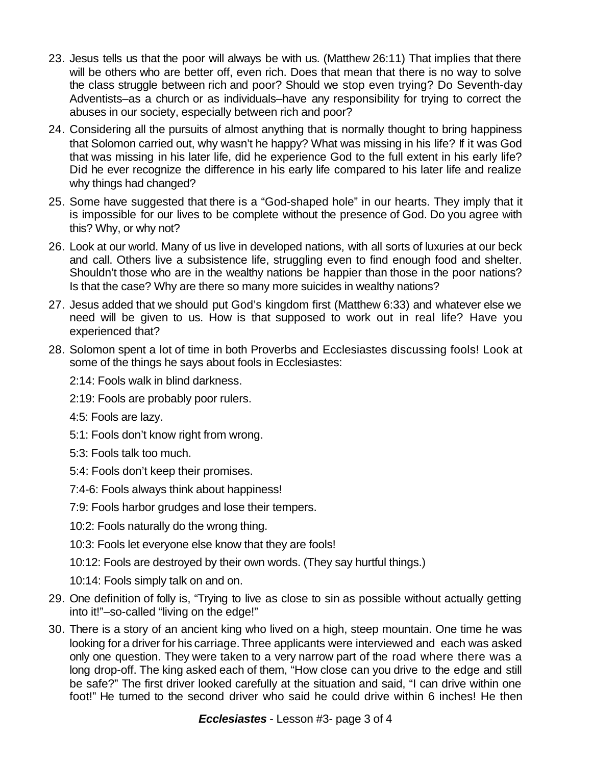23. Jesus tells us that the poor will always be with us. (Matthew 26:11) That implies that there will be others who are better off, even rich. Does that mean that there is no way to solve the class struggle between rich and poor? Should we stop even trying? Do Seventh-day Adventists–as a church or as individuals–have any responsibility for trying to correct the abuses in our society, especially between rich and poor?
24. Considering all the pursuits of almost anything that is normally thought to bring happiness that Solomon carried out, why wasn't he happy? What was missing in his life? If it was God that was missing in his later life, did he experience God to the full extent in his early life? Did he ever recognize the difference in his early life compared to his later life and realize why things had changed?
25. Some have suggested that there is a "God-shaped hole" in our hearts. They imply that it is impossible for our lives to be complete without the presence of God. Do you agree with this? Why, or why not?
26. Look at our world. Many of us live in developed nations, with all sorts of luxuries at our beck and call. Others live a subsistence life, struggling even to find enough food and shelter. Shouldn't those who are in the wealthy nations be happier than those in the poor nations? Is that the case? Why are there so many more suicides in wealthy nations?
27. Jesus added that we should put God's kingdom first (Matthew 6:33) and whatever else we need will be given to us. How is that supposed to work out in real life? Have you experienced that?
28. Solomon spent a lot of time in both Proverbs and Ecclesiastes discussing fools! Look at some of the things he says about fools in Ecclesiastes:

    2:14: Fools walk in blind darkness.

    2:19: Fools are probably poor rulers.

    4:5: Fools are lazy.

    5:1: Fools don't know right from wrong.

    5:3: Fools talk too much.

    5:4: Fools don't keep their promises.

    7:4-6: Fools always think about happiness!

    7:9: Fools harbor grudges and lose their tempers.

    10:2: Fools naturally do the wrong thing.

    10:3: Fools let everyone else know that they are fools!

    10:12: Fools are destroyed by their own words. (They say hurtful things.)

    10:14: Fools simply talk on and on.
29. One definition of folly is, "Trying to live as close to sin as possible without actually getting into it!"–so-called "living on the edge!"
30. There is a story of an ancient king who lived on a high, steep mountain. One time he was looking for a driver for his carriage. Three applicants were interviewed and each was asked only one question. They were taken to a very narrow part of the road where there was a long drop-off. The king asked each of them, "How close can you drive to the edge and still be safe?" The first driver looked carefully at the situation and said, "I can drive within one foot!" He turned to the second driver who said he could drive within 6 inches! He then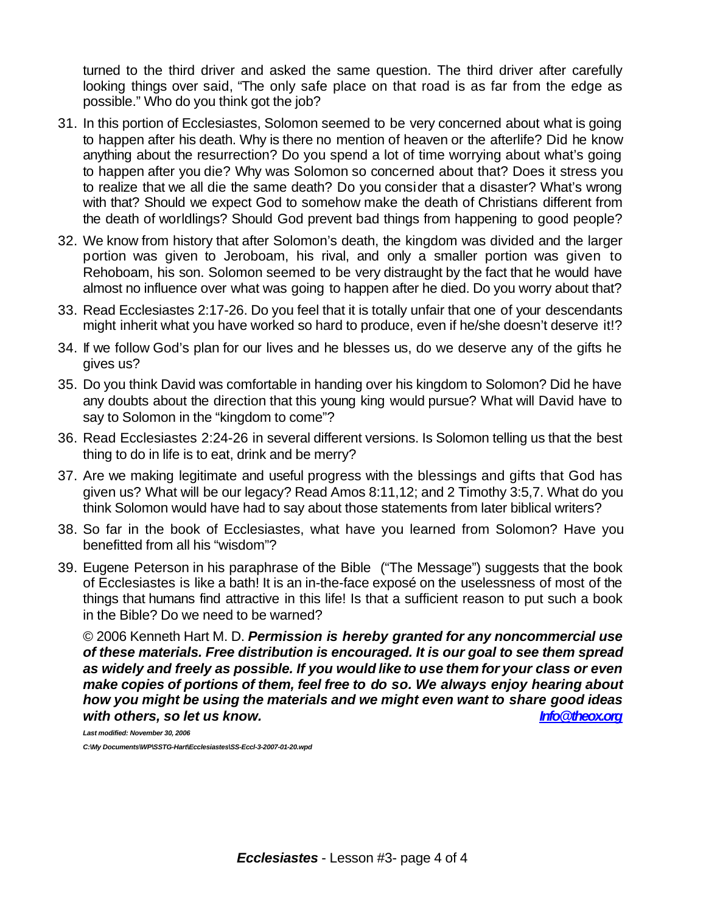turned to the third driver and asked the same question. The third driver after carefully looking things over said, "The only safe place on that road is as far from the edge as possible." Who do you think got the job?

31. In this portion of Ecclesiastes, Solomon seemed to be very concerned about what is going to happen after his death. Why is there no mention of heaven or the afterlife? Did he know anything about the resurrection? Do you spend a lot of time worrying about what's going to happen after you die? Why was Solomon so concerned about that? Does it stress you to realize that we all die the same death? Do you consider that a disaster? What's wrong with that? Should we expect God to somehow make the death of Christians different from the death of worldlings? Should God prevent bad things from happening to good people?
32. We know from history that after Solomon's death, the kingdom was divided and the larger portion was given to Jeroboam, his rival, and only a smaller portion was given to Rehoboam, his son. Solomon seemed to be very distraught by the fact that he would have almost no influence over what was going to happen after he died. Do you worry about that?
33. Read Ecclesiastes 2:17-26. Do you feel that it is totally unfair that one of your descendants might inherit what you have worked so hard to produce, even if he/she doesn't deserve it!?
34. If we follow God's plan for our lives and he blesses us, do we deserve any of the gifts he gives us?
35. Do you think David was comfortable in handing over his kingdom to Solomon? Did he have any doubts about the direction that this young king would pursue? What will David have to say to Solomon in the "kingdom to come"?
36. Read Ecclesiastes 2:24-26 in several different versions. Is Solomon telling us that the best thing to do in life is to eat, drink and be merry?
37. Are we making legitimate and useful progress with the blessings and gifts that God has given us? What will be our legacy? Read Amos 8:11,12; and 2 Timothy 3:5,7. What do you think Solomon would have had to say about those statements from later biblical writers?
38. So far in the book of Ecclesiastes, what have you learned from Solomon? Have you benefitted from all his "wisdom"?
39. Eugene Peterson in his paraphrase of the Bible ("The Message") suggests that the book of Ecclesiastes is like a bath! It is an in-the-face exposé on the uselessness of most of the things that humans find attractive in this life! Is that a sufficient reason to put such a book in the Bible? Do we need to be warned?

© 2006 Kenneth Hart M. D. ***Permission is hereby granted for any noncommercial use of these materials. Free distribution is encouraged. It is our goal to see them spread as widely and freely as possible. If you would like to use them for your class or even make copies of portions of them, feel free to do so. We always enjoy hearing about how you might be using the materials and we might even want to share good ideas with others, so let us know.*** ***Info@theox.org***

***Last modified: November 30, 2006***

***C:\My Documents\WP\SSTG-Hart\Ecclesiastes\SS-Eccl-3-2007-01-20.wpd***